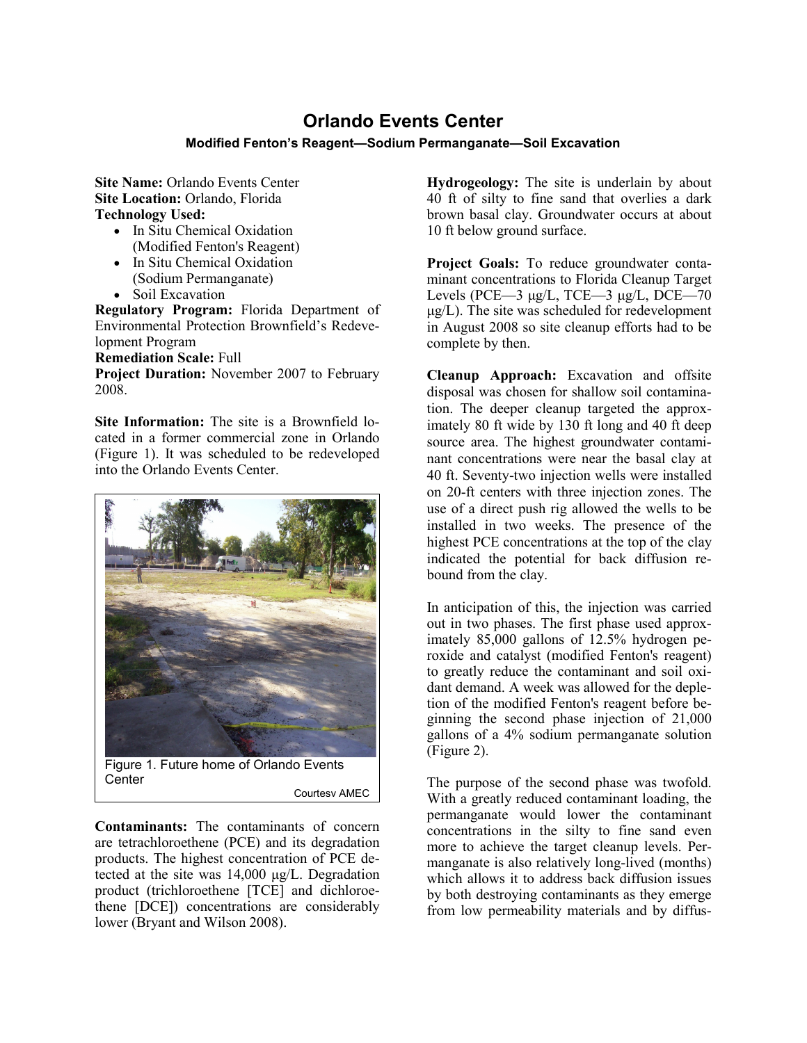# Orlando Events Center

### Modified Fenton's Reagent—Sodium Permanganate—Soil Excavation

**Site Name:** Orlando Events Center
**Site Location:** Orlando, Florida
**Technology Used:**

- In Situ Chemical Oxidation (Modified Fenton's Reagent)
- In Situ Chemical Oxidation (Sodium Permanganate)
- Soil Excavation

**Regulatory Program:** Florida Department of Environmental Protection Brownfield's Redevelopment Program
**Remediation Scale:** Full
**Project Duration:** November 2007 to February 2008.

**Site Information:** The site is a Brownfield located in a former commercial zone in Orlando (Figure 1). It was scheduled to be redeveloped into the Orlando Events Center.

Figure 1. Future home of Orlando Events Center

Courtesy AMEC

**Contaminants:** The contaminants of concern are tetrachloroethene (PCE) and its degradation products. The highest concentration of PCE detected at the site was 14,000 µg/L. Degradation product (trichloroethene [TCE] and dichloroethene [DCE]) concentrations are considerably lower (Bryant and Wilson 2008).

**Hydrogeology:** The site is underlain by about 40 ft of silty to fine sand that overlies a dark brown basal clay. Groundwater occurs at about 10 ft below ground surface.

**Project Goals:** To reduce groundwater contaminant concentrations to Florida Cleanup Target Levels (PCE—3 µg/L, TCE—3 µg/L, DCE—70 µg/L). The site was scheduled for redevelopment in August 2008 so site cleanup efforts had to be complete by then.

**Cleanup Approach:** Excavation and offsite disposal was chosen for shallow soil contamination. The deeper cleanup targeted the approximately 80 ft wide by 130 ft long and 40 ft deep source area. The highest groundwater contaminant concentrations were near the basal clay at 40 ft. Seventy-two injection wells were installed on 20-ft centers with three injection zones. The use of a direct push rig allowed the wells to be installed in two weeks. The presence of the highest PCE concentrations at the top of the clay indicated the potential for back diffusion rebound from the clay.

In anticipation of this, the injection was carried out in two phases. The first phase used approximately 85,000 gallons of 12.5% hydrogen peroxide and catalyst (modified Fenton's reagent) to greatly reduce the contaminant and soil oxidant demand. A week was allowed for the depletion of the modified Fenton's reagent before beginning the second phase injection of 21,000 gallons of a 4% sodium permanganate solution (Figure 2).

The purpose of the second phase was twofold. With a greatly reduced contaminant loading, the permanganate would lower the contaminant concentrations in the silty to fine sand even more to achieve the target cleanup levels. Permanganate is also relatively long-lived (months) which allows it to address back diffusion issues by both destroying contaminants as they emerge from low permeability materials and by diffus-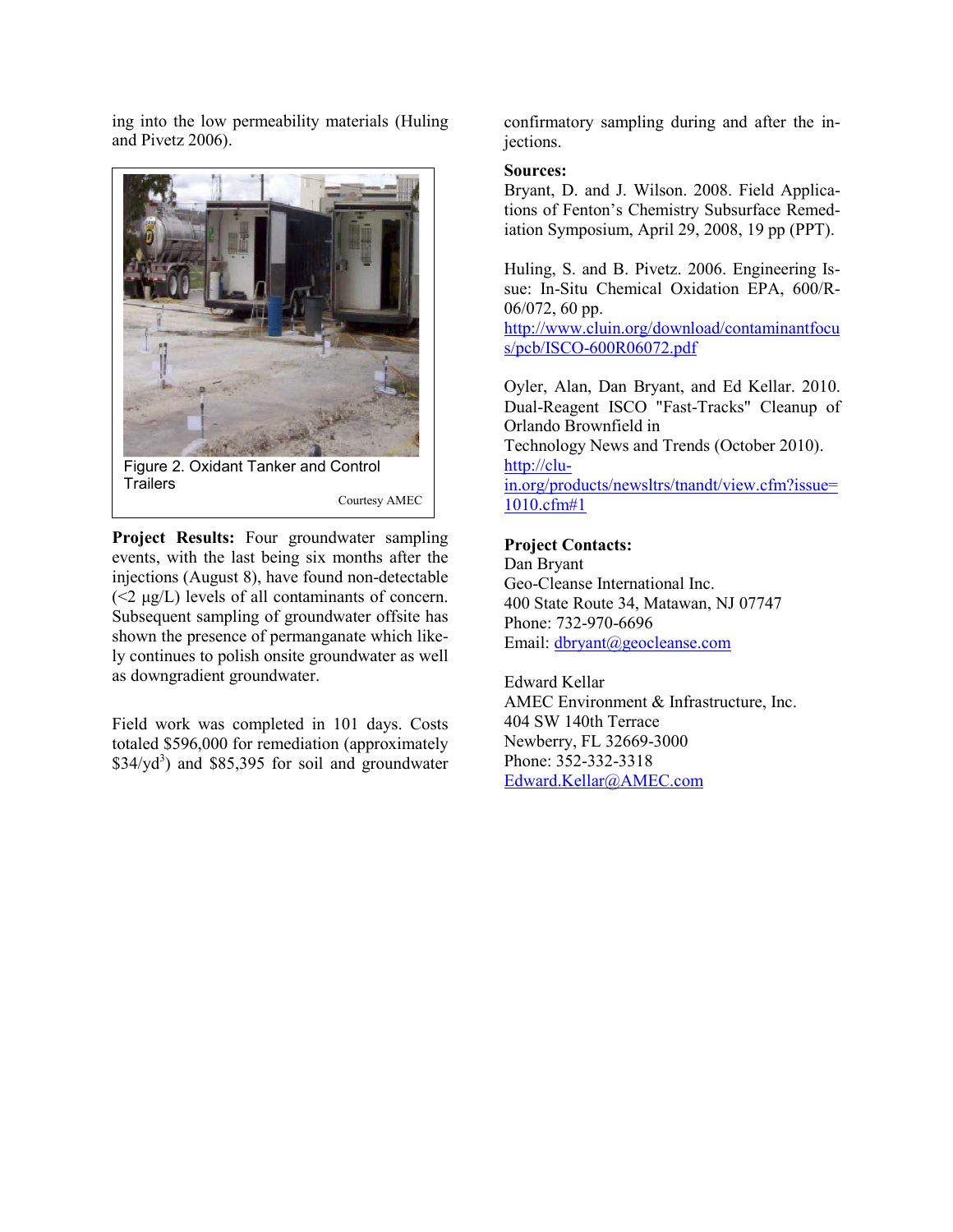ing into the low permeability materials (Huling and Pivetz 2006).

Figure 2. Oxidant Tanker and Control Trailers

Courtesy AMEC

**Project Results:** Four groundwater sampling events, with the last being six months after the injections (August 8), have found non-detectable (<2 µg/L) levels of all contaminants of concern. Subsequent sampling of groundwater offsite has shown the presence of permanganate which likely continues to polish onsite groundwater as well as downgradient groundwater.

Field work was completed in 101 days. Costs totaled $596,000 for remediation (approximately $34/yd$^3$) and $85,395 for soil and groundwater confirmatory sampling during and after the injections.

**Sources:**

Bryant, D. and J. Wilson. 2008. Field Applications of Fenton's Chemistry Subsurface Remediation Symposium, April 29, 2008, 19 pp (PPT).

Huling, S. and B. Pivetz. 2006. Engineering Issue: In-Situ Chemical Oxidation EPA, 600/R-06/072, 60 pp.
http://www.cluin.org/download/contaminantfocus/pcb/ISCO-600R06072.pdf

Oyler, Alan, Dan Bryant, and Ed Kellar. 2010. Dual-Reagent ISCO "Fast-Tracks" Cleanup of Orlando Brownfield in
Technology News and Trends (October 2010).
http://clu-in.org/products/newsltrs/tnandt/view.cfm?issue=1010.cfm#1

**Project Contacts:**

Dan Bryant
Geo-Cleanse International Inc.
400 State Route 34, Matawan, NJ 07747
Phone: 732-970-6696
Email: dbryant@geocleanse.com

Edward Kellar
AMEC Environment & Infrastructure, Inc.
404 SW 140th Terrace
Newberry, FL 32669-3000
Phone: 352-332-3318
Edward.Kellar@AMEC.com